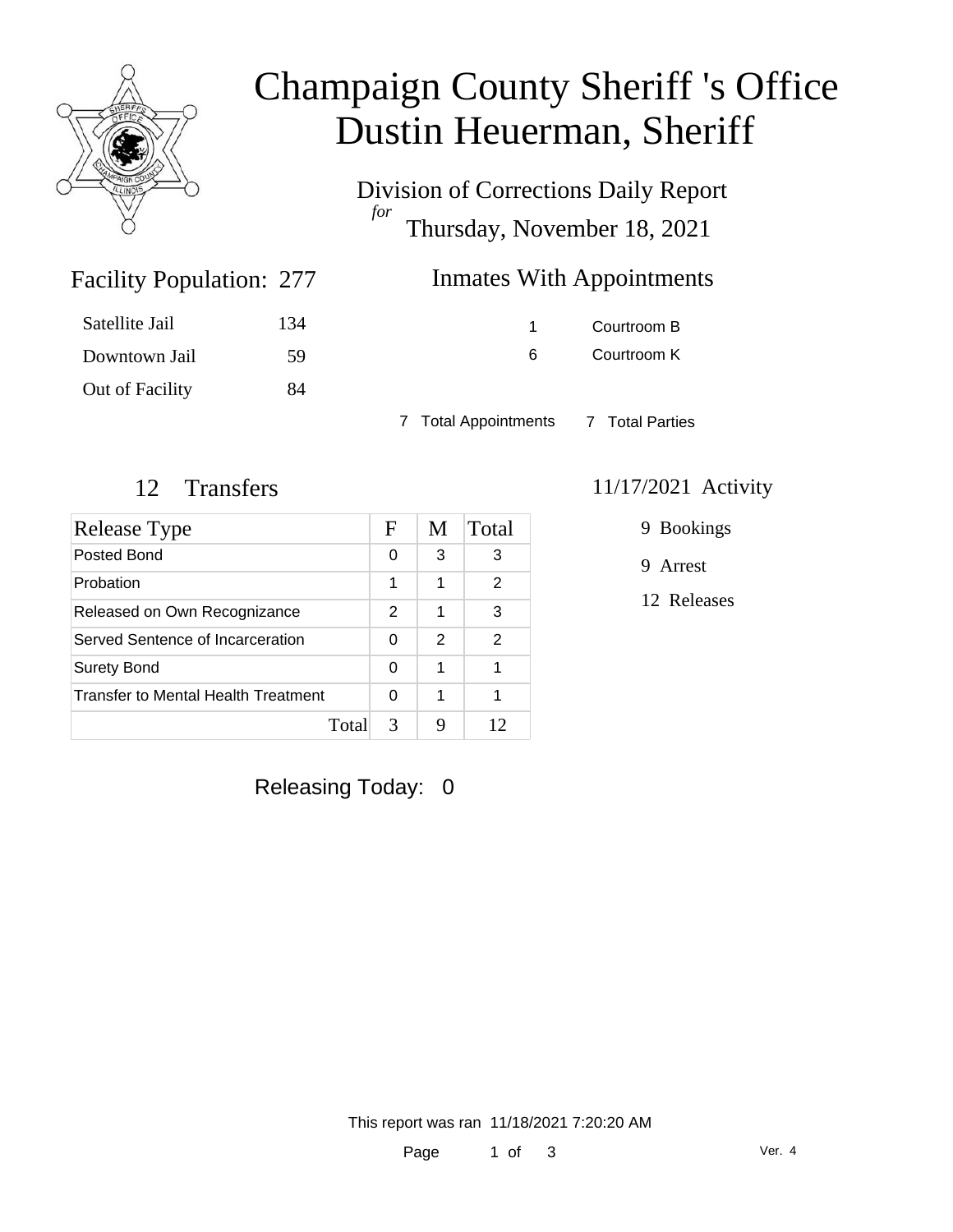# Champaign County Sheriff 's Office
# Dustin Heuerman, Sheriff

Division of Corrections Daily Report
*for*
Thursday, November 18, 2021

## Facility Population: 277

| | |
|---|---|
| Satellite Jail | 134 |
| Downtown Jail | 59 |
| Out of Facility | 84 |

## Inmates With Appointments

| | |
|---|---|
| 1 | Courtroom B |
| 6 | Courtroom K |

7 Total Appointments    7 Total Parties

## 12 Transfers

| Release Type | F | M | Total |
|---|---|---|---|
| Posted Bond | 0 | 3 | 3 |
| Probation | 1 | 1 | 2 |
| Released on Own Recognizance | 2 | 1 | 3 |
| Served Sentence of Incarceration | 0 | 2 | 2 |
| Surety Bond | 0 | 1 | 1 |
| Transfer to Mental Health Treatment | 0 | 1 | 1 |
| Total | 3 | 9 | 12 |

## 11/17/2021 Activity

9 Bookings

9 Arrest

12 Releases

Releasing Today: 0

This report was ran 11/18/2021 7:20:20 AM

Ver. 4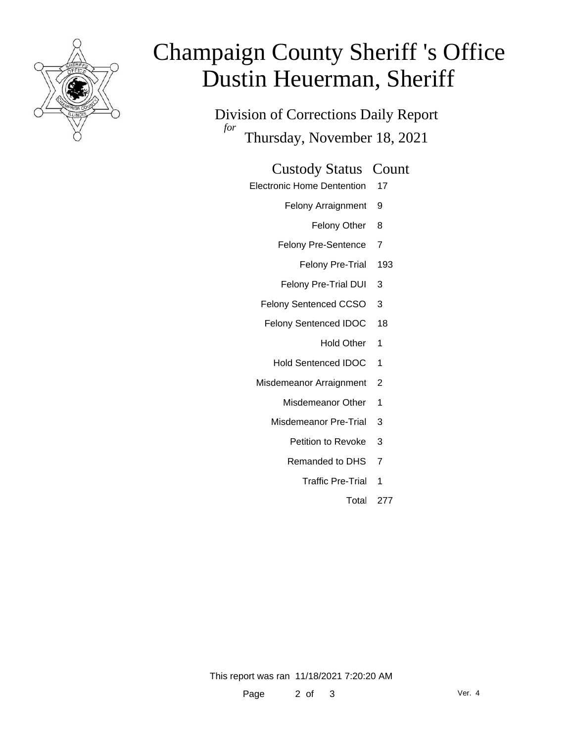# Champaign County Sheriff 's Office
# Dustin Heuerman, Sheriff

## Division of Corrections Daily Report

*for* Thursday, November 18, 2021

| Custody Status | Count |
|---|---|
| Electronic Home Dentention | 17 |
| Felony Arraignment | 9 |
| Felony Other | 8 |
| Felony Pre-Sentence | 7 |
| Felony Pre-Trial | 193 |
| Felony Pre-Trial DUI | 3 |
| Felony Sentenced CCSO | 3 |
| Felony Sentenced IDOC | 18 |
| Hold Other | 1 |
| Hold Sentenced IDOC | 1 |
| Misdemeanor Arraignment | 2 |
| Misdemeanor Other | 1 |
| Misdemeanor Pre-Trial | 3 |
| Petition to Revoke | 3 |
| Remanded to DHS | 7 |
| Traffic Pre-Trial | 1 |
| Total | 277 |

This report was ran 11/18/2021 7:20:20 AM

Ver. 4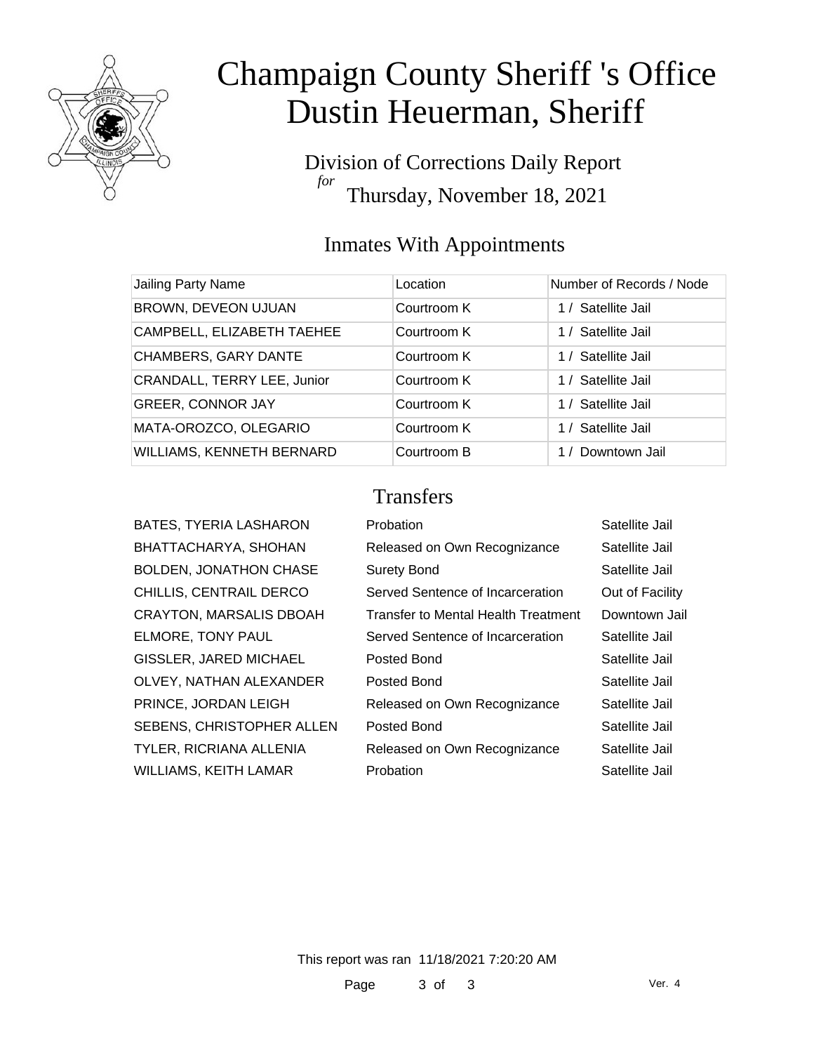# Champaign County Sheriff 's Office
# Dustin Heuerman, Sheriff

Division of Corrections Daily Report
*for*
Thursday, November 18, 2021

## Inmates With Appointments

| Jailing Party Name | Location | Number of Records / Node |
|---|---|---|
| BROWN, DEVEON UJUAN | Courtroom K | 1 / Satellite Jail |
| CAMPBELL, ELIZABETH TAEHEE | Courtroom K | 1 / Satellite Jail |
| CHAMBERS, GARY DANTE | Courtroom K | 1 / Satellite Jail |
| CRANDALL, TERRY LEE, Junior | Courtroom K | 1 / Satellite Jail |
| GREER, CONNOR JAY | Courtroom K | 1 / Satellite Jail |
| MATA-OROZCO, OLEGARIO | Courtroom K | 1 / Satellite Jail |
| WILLIAMS, KENNETH BERNARD | Courtroom B | 1 / Downtown Jail |

## Transfers

| | | |
|---|---|---|
| BATES, TYERIA LASHARON | Probation | Satellite Jail |
| BHATTACHARYA, SHOHAN | Released on Own Recognizance | Satellite Jail |
| BOLDEN, JONATHON CHASE | Surety Bond | Satellite Jail |
| CHILLIS, CENTRAIL DERCO | Served Sentence of Incarceration | Out of Facility |
| CRAYTON, MARSALIS DBOAH | Transfer to Mental Health Treatment | Downtown Jail |
| ELMORE, TONY PAUL | Served Sentence of Incarceration | Satellite Jail |
| GISSLER, JARED MICHAEL | Posted Bond | Satellite Jail |
| OLVEY, NATHAN ALEXANDER | Posted Bond | Satellite Jail |
| PRINCE, JORDAN LEIGH | Released on Own Recognizance | Satellite Jail |
| SEBENS, CHRISTOPHER ALLEN | Posted Bond | Satellite Jail |
| TYLER, RICRIANA ALLENIA | Released on Own Recognizance | Satellite Jail |
| WILLIAMS, KEITH LAMAR | Probation | Satellite Jail |

This report was ran 11/18/2021 7:20:20 AM